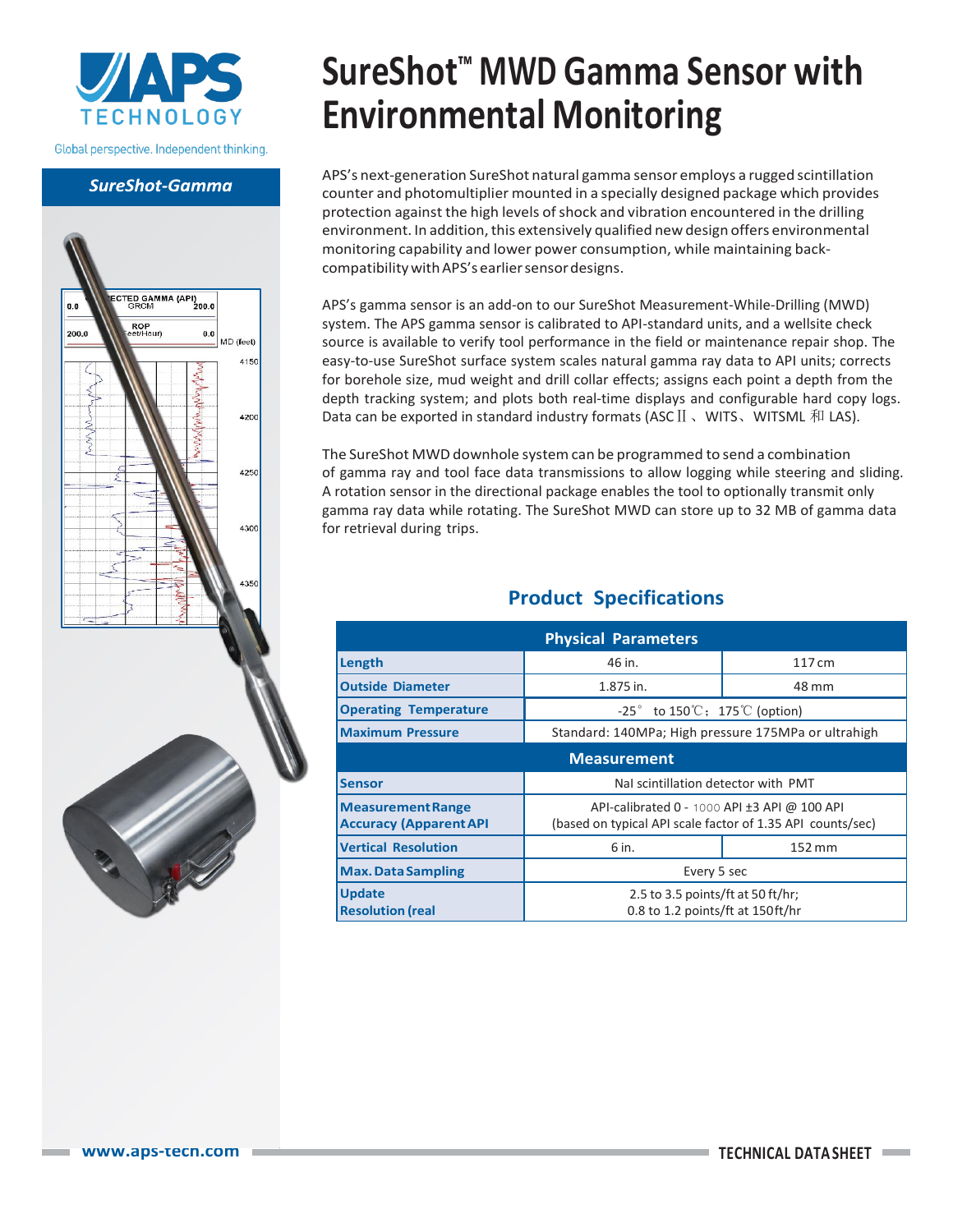# SureShot™ MWD Gamma Sensor with Environmental Monitoring

Global perspective. Independent thinking.

**SureShot-Gamma**

APS's next-generation SureShot natural gamma sensor employs a rugged scintillation counter and photomultiplier mounted in a specially designed package which provides protection against the high levels of shock and vibration encountered in the drilling environment. In addition, this extensively qualified new design offers environmental monitoring capability and lower power consumption, while maintaining back-compatibility with APS's earlier sensor designs.

APS's gamma sensor is an add-on to our SureShot Measurement-While-Drilling (MWD) system. The APS gamma sensor is calibrated to API-standard units, and a wellsite check source is available to verify tool performance in the field or maintenance repair shop. The easy-to-use SureShot surface system scales natural gamma ray data to API units; corrects for borehole size, mud weight and drill collar effects; assigns each point a depth from the depth tracking system; and plots both real-time displays and configurable hard copy logs. Data can be exported in standard industry formats (ASCⅡ、WITS、WITSML 和 LAS).

The SureShot MWD downhole system can be programmed to send a combination of gamma ray and tool face data transmissions to allow logging while steering and sliding. A rotation sensor in the directional package enables the tool to optionally transmit only gamma ray data while rotating. The SureShot MWD can store up to 32 MB of gamma data for retrieval during trips.

## Product Specifications

| Physical Parameters | | |
|---|---|---|
| **Length** | 46 in. | 117 cm |
| **Outside Diameter** | 1.875 in. | 48 mm |
| **Operating Temperature** | -25° to 150℃；175℃ (option) | |
| **Maximum Pressure** | Standard: 140MPa; High pressure 175MPa or ultrahigh | |
| **Measurement** | | |
| **Sensor** | NaI scintillation detector with PMT | |
| **Measurement Range Accuracy (Apparent API** | API-calibrated 0 - 1000 API ±3 API @ 100 API (based on typical API scale factor of 1.35 API counts/sec) | |
| **Vertical Resolution** | 6 in. | 152 mm |
| **Max. Data Sampling** | Every 5 sec | |
| **Update Resolution (real** | 2.5 to 3.5 points/ft at 50 ft/hr; 0.8 to 1.2 points/ft at 150ft/hr | |

www.aps-tecn.com TECHNICAL DATA SHEET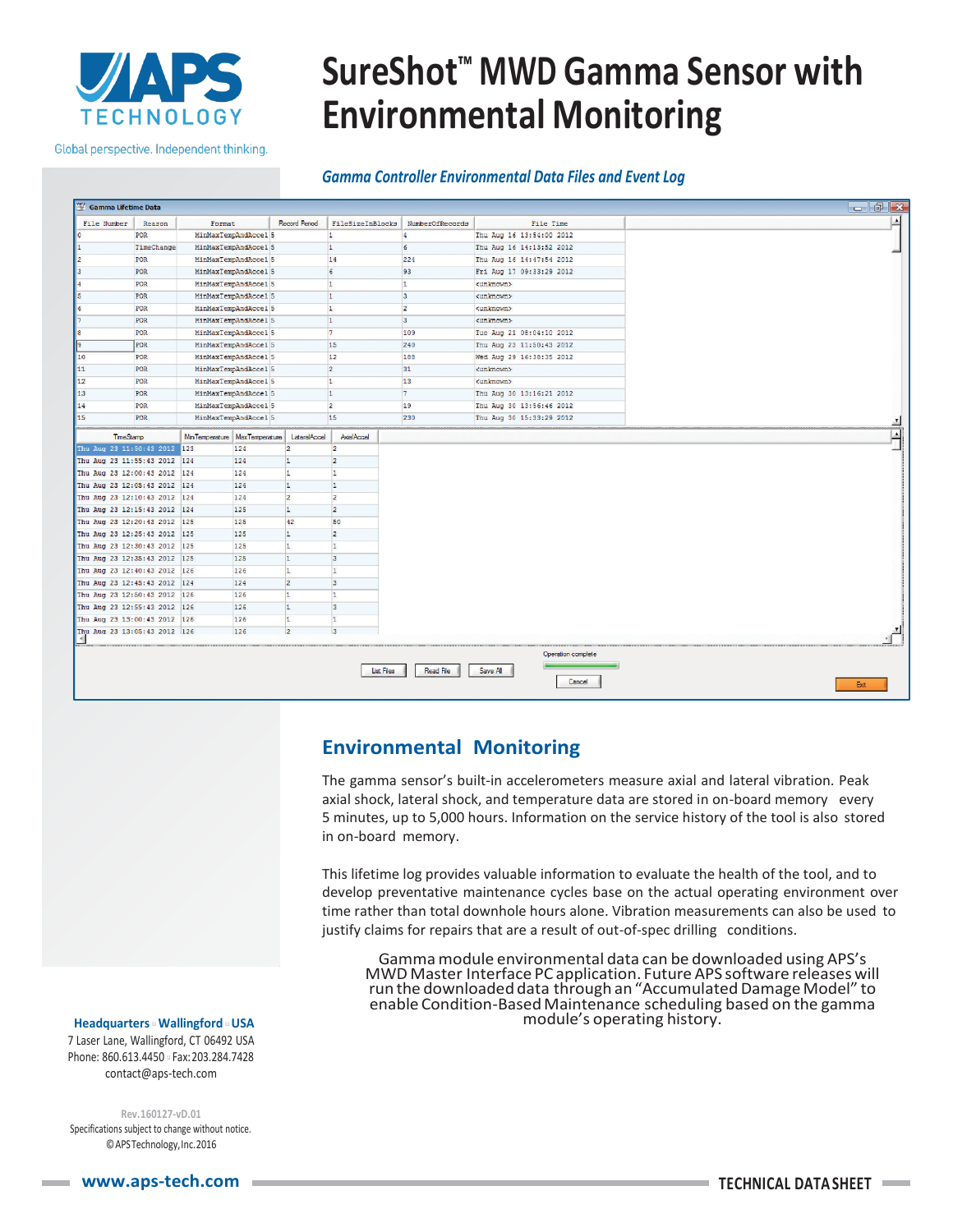# SureShot™ MWD Gamma Sensor with Environmental Monitoring

*Gamma Controller Environmental Data Files and Event Log*

Gamma Lifetime Data

| File Number | Reason | Format | Record Period | FileSizeInBlocks | NumberOfRecords | File Time |
|---|---|---|---|---|---|---|
| 0 | POR | MinMaxTempAndAccel | 5 | 1 | 4 | Thu Aug 16 13:54:00 2012 |
| 1 | TimeChange | MinMaxTempAndAccel | 5 | 1 | 6 | Thu Aug 16 14:13:52 2012 |
| 2 | POR | MinMaxTempAndAccel | 5 | 14 | 224 | Thu Aug 16 14:47:54 2012 |
| 3 | POR | MinMaxTempAndAccel | 5 | 6 | 93 | Fri Aug 17 09:33:29 2012 |
| 4 | POR | MinMaxTempAndAccel | 5 | 1 | 1 | <unknown> |
| 5 | POR | MinMaxTempAndAccel | 5 | 1 | 3 | <unknown> |
| 6 | POR | MinMaxTempAndAccel | 5 | 1 | 2 | <unknown> |
| 7 | POR | MinMaxTempAndAccel | 5 | 1 | 3 | <unknown> |
| 8 | POR | MinMaxTempAndAccel | 5 | 7 | 109 | Tue Aug 21 08:04:10 2012 |
| 9 | POR | MinMaxTempAndAccel | 5 | 15 | 240 | Thu Aug 23 11:50:43 2012 |
| 10 | POR | MinMaxTempAndAccel | 5 | 12 | 188 | Wed Aug 29 16:38:35 2012 |
| 11 | POR | MinMaxTempAndAccel | 5 | 2 | 31 | <unknown> |
| 12 | POR | MinMaxTempAndAccel | 5 | 1 | 13 | <unknown> |
| 13 | POR | MinMaxTempAndAccel | 5 | 1 | 7 | Thu Aug 30 13:16:21 2012 |
| 14 | POR | MinMaxTempAndAccel | 5 | 2 | 19 | Thu Aug 30 13:56:46 2012 |
| 15 | POR | MinMaxTempAndAccel | 5 | 15 | 230 | Thu Aug 30 15:33:29 2012 |

| TimeStamp | MinTemperature | MaxTemperature | LateralAccel | AxialAccel |
|---|---|---|---|---|
| Thu Aug 23 11:50:43 2012 | 123 | 124 | 2 | 2 |
| Thu Aug 23 11:55:43 2012 | 124 | 124 | 1 | 2 |
| Thu Aug 23 12:00:43 2012 | 124 | 124 | 1 | 1 |
| Thu Aug 23 12:05:43 2012 | 124 | 124 | 1 | 1 |
| Thu Aug 23 12:10:43 2012 | 124 | 124 | 2 | 2 |
| Thu Aug 23 12:15:43 2012 | 124 | 125 | 1 | 2 |
| Thu Aug 23 12:20:43 2012 | 125 | 125 | 42 | 50 |
| Thu Aug 23 12:25:43 2012 | 125 | 125 | 1 | 2 |
| Thu Aug 23 12:30:43 2012 | 125 | 125 | 1 | 1 |
| Thu Aug 23 12:35:43 2012 | 125 | 125 | 1 | 3 |
| Thu Aug 23 12:40:43 2012 | 126 | 126 | 1 | 1 |
| Thu Aug 23 12:45:43 2012 | 124 | 124 | 2 | 3 |
| Thu Aug 23 12:50:43 2012 | 126 | 126 | 1 | 1 |
| Thu Aug 23 12:55:43 2012 | 126 | 126 | 1 | 3 |
| Thu Aug 23 13:00:43 2012 | 126 | 126 | 1 | 1 |
| Thu Aug 23 13:05:43 2012 | 126 | 126 | 2 | 3 |

Operation complete

List Files | Read File | Save All | Cancel | Exit

## Environmental Monitoring

The gamma sensor's built-in accelerometers measure axial and lateral vibration. Peak axial shock, lateral shock, and temperature data are stored in on-board memory every 5 minutes, up to 5,000 hours. Information on the service history of the tool is also stored in on-board memory.

This lifetime log provides valuable information to evaluate the health of the tool, and to develop preventative maintenance cycles base on the actual operating environment over time rather than total downhole hours alone. Vibration measurements can also be used to justify claims for repairs that are a result of out-of-spec drilling conditions.

Gamma module environmental data can be downloaded using APS's MWD Master Interface PC application. Future APS software releases will run the downloaded data through an "Accumulated Damage Model" to enable Condition-Based Maintenance scheduling based on the gamma module's operating history.

**Headquarters ◦ Wallingford ◦ USA**
7 Laser Lane, Wallingford, CT 06492 USA
Phone: 860.613.4450 ◦ Fax: 203.284.7428
contact@aps-tech.com

Rev.160127-vD.01
Specifications subject to change without notice.
© APS Technology, Inc. 2016

www.aps-tech.com

TECHNICAL DATA SHEET